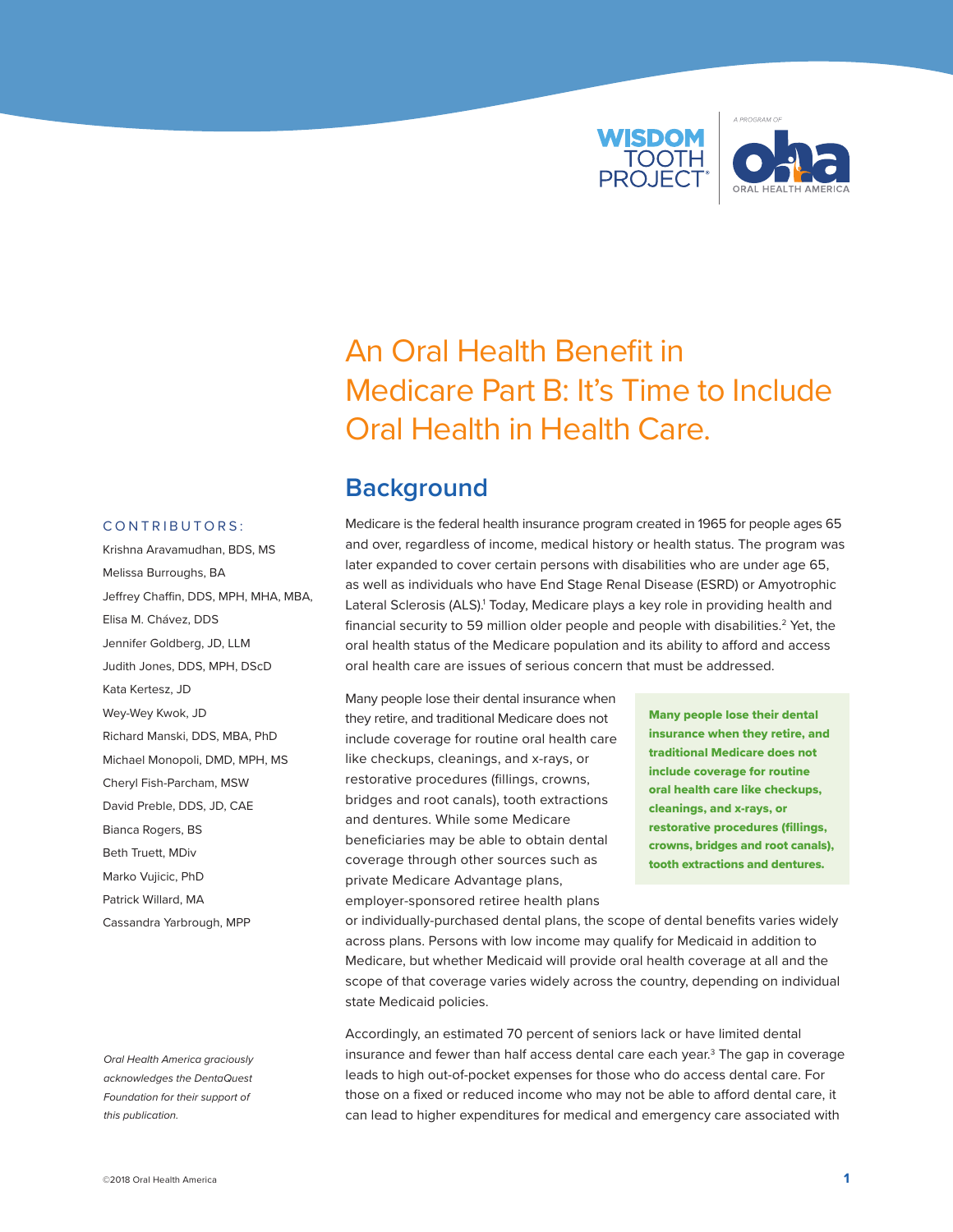WISDOM TOOTH PROJECT® | A PROGRAM OF ORAL HEALTH AMERICA

# An Oral Health Benefit in Medicare Part B: It's Time to Include Oral Health in Health Care.

**CONTRIBUTORS:**

Krishna Aravamudhan, BDS, MS
Melissa Burroughs, BA
Jeffrey Chaffin, DDS, MPH, MHA, MBA,
Elisa M. Chávez, DDS
Jennifer Goldberg, JD, LLM
Judith Jones, DDS, MPH, DScD
Kata Kertesz, JD
Wey-Wey Kwok, JD
Richard Manski, DDS, MBA, PhD
Michael Monopoli, DMD, MPH, MS
Cheryl Fish-Parcham, MSW
David Preble, DDS, JD, CAE
Bianca Rogers, BS
Beth Truett, MDiv
Marko Vujicic, PhD
Patrick Willard, MA
Cassandra Yarbrough, MPP

*Oral Health America graciously acknowledges the DentaQuest Foundation for their support of this publication.*

## Background

Medicare is the federal health insurance program created in 1965 for people ages 65 and over, regardless of income, medical history or health status. The program was later expanded to cover certain persons with disabilities who are under age 65, as well as individuals who have End Stage Renal Disease (ESRD) or Amyotrophic Lateral Sclerosis (ALS).[1] Today, Medicare plays a key role in providing health and financial security to 59 million older people and people with disabilities.[2] Yet, the oral health status of the Medicare population and its ability to afford and access oral health care are issues of serious concern that must be addressed.

Many people lose their dental insurance when they retire, and traditional Medicare does not include coverage for routine oral health care like checkups, cleanings, and x-rays, or restorative procedures (fillings, crowns, bridges and root canals), tooth extractions and dentures. While some Medicare beneficiaries may be able to obtain dental coverage through other sources such as private Medicare Advantage plans, employer-sponsored retiree health plans or individually-purchased dental plans, the scope of dental benefits varies widely across plans. Persons with low income may qualify for Medicaid in addition to Medicare, but whether Medicaid will provide oral health coverage at all and the scope of that coverage varies widely across the country, depending on individual state Medicaid policies.

> **Many people lose their dental insurance when they retire, and traditional Medicare does not include coverage for routine oral health care like checkups, cleanings, and x-rays, or restorative procedures (fillings, crowns, bridges and root canals), tooth extractions and dentures.**

Accordingly, an estimated 70 percent of seniors lack or have limited dental insurance and fewer than half access dental care each year.[3] The gap in coverage leads to high out-of-pocket expenses for those who do access dental care. For those on a fixed or reduced income who may not be able to afford dental care, it can lead to higher expenditures for medical and emergency care associated with

©2018 Oral Health America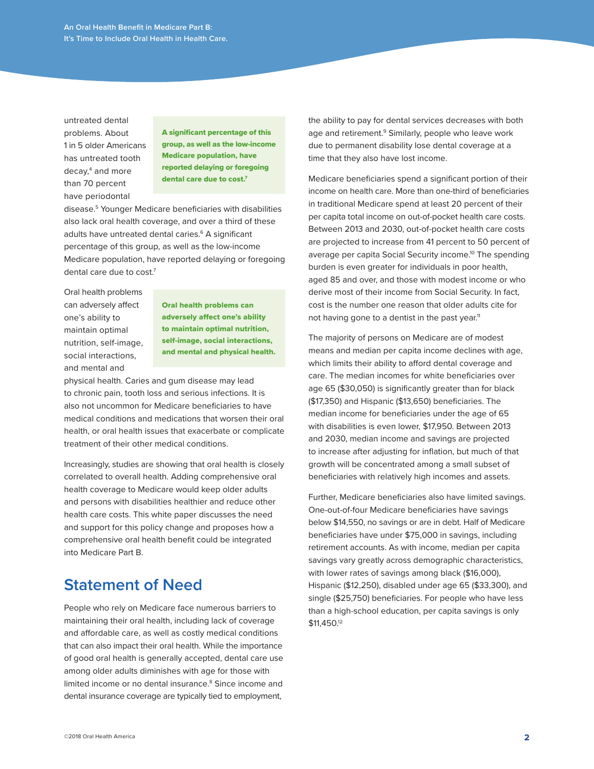untreated dental problems. About 1 in 5 older Americans has untreated tooth decay,[4] and more than 70 percent have periodontal disease.[5] Younger Medicare beneficiaries with disabilities also lack oral health coverage, and over a third of these adults have untreated dental caries.[6] A significant percentage of this group, as well as the low-income Medicare population, have reported delaying or foregoing dental care due to cost.[7]

> **A significant percentage of this group, as well as the low-income Medicare population, have reported delaying or foregoing dental care due to cost.[7]**

Oral health problems can adversely affect one's ability to maintain optimal nutrition, self-image, social interactions, and mental and physical health. Caries and gum disease may lead to chronic pain, tooth loss and serious infections. It is also not uncommon for Medicare beneficiaries to have medical conditions and medications that worsen their oral health, or oral health issues that exacerbate or complicate treatment of their other medical conditions.

> **Oral health problems can adversely affect one's ability to maintain optimal nutrition, self-image, social interactions, and mental and physical health.**

Increasingly, studies are showing that oral health is closely correlated to overall health. Adding comprehensive oral health coverage to Medicare would keep older adults and persons with disabilities healthier and reduce other health care costs. This white paper discusses the need and support for this policy change and proposes how a comprehensive oral health benefit could be integrated into Medicare Part B.

## Statement of Need

People who rely on Medicare face numerous barriers to maintaining their oral health, including lack of coverage and affordable care, as well as costly medical conditions that can also impact their oral health. While the importance of good oral health is generally accepted, dental care use among older adults diminishes with age for those with limited income or no dental insurance.[8] Since income and dental insurance coverage are typically tied to employment, the ability to pay for dental services decreases with both age and retirement.[9] Similarly, people who leave work due to permanent disability lose dental coverage at a time that they also have lost income.

Medicare beneficiaries spend a significant portion of their income on health care. More than one-third of beneficiaries in traditional Medicare spend at least 20 percent of their per capita total income on out-of-pocket health care costs. Between 2013 and 2030, out-of-pocket health care costs are projected to increase from 41 percent to 50 percent of average per capita Social Security income.[10] The spending burden is even greater for individuals in poor health, aged 85 and over, and those with modest income or who derive most of their income from Social Security. In fact, cost is the number one reason that older adults cite for not having gone to a dentist in the past year.[11]

The majority of persons on Medicare are of modest means and median per capita income declines with age, which limits their ability to afford dental coverage and care. The median incomes for white beneficiaries over age 65 ($30,050) is significantly greater than for black ($17,350) and Hispanic ($13,650) beneficiaries. The median income for beneficiaries under the age of 65 with disabilities is even lower, $17,950. Between 2013 and 2030, median income and savings are projected to increase after adjusting for inflation, but much of that growth will be concentrated among a small subset of beneficiaries with relatively high incomes and assets.

Further, Medicare beneficiaries also have limited savings. One-out-of-four Medicare beneficiaries have savings below $14,550, no savings or are in debt. Half of Medicare beneficiaries have under $75,000 in savings, including retirement accounts. As with income, median per capita savings vary greatly across demographic characteristics, with lower rates of savings among black ($16,000), Hispanic ($12,250), disabled under age 65 ($33,300), and single ($25,750) beneficiaries. For people who have less than a high-school education, per capita savings is only $11,450.[12]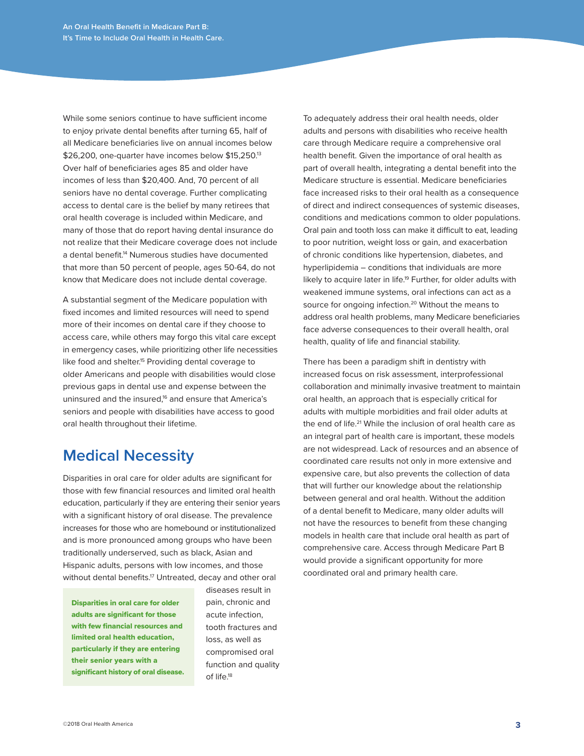While some seniors continue to have sufficient income to enjoy private dental benefits after turning 65, half of all Medicare beneficiaries live on annual incomes below $26,200, one-quarter have incomes below $15,250.[13] Over half of beneficiaries ages 85 and older have incomes of less than $20,400. And, 70 percent of all seniors have no dental coverage. Further complicating access to dental care is the belief by many retirees that oral health coverage is included within Medicare, and many of those that do report having dental insurance do not realize that their Medicare coverage does not include a dental benefit.[14] Numerous studies have documented that more than 50 percent of people, ages 50-64, do not know that Medicare does not include dental coverage.

A substantial segment of the Medicare population with fixed incomes and limited resources will need to spend more of their incomes on dental care if they choose to access care, while others may forgo this vital care except in emergency cases, while prioritizing other life necessities like food and shelter.[15] Providing dental coverage to older Americans and people with disabilities would close previous gaps in dental use and expense between the uninsured and the insured,[16] and ensure that America's seniors and people with disabilities have access to good oral health throughout their lifetime.

## Medical Necessity

Disparities in oral care for older adults are significant for those with few financial resources and limited oral health education, particularly if they are entering their senior years with a significant history of oral disease. The prevalence increases for those who are homebound or institutionalized and is more pronounced among groups who have been traditionally underserved, such as black, Asian and Hispanic adults, persons with low incomes, and those without dental benefits.[17] Untreated, decay and other oral diseases result in pain, chronic and acute infection, tooth fractures and loss, as well as compromised oral function and quality of life.[18]

**Disparities in oral care for older adults are significant for those with few financial resources and limited oral health education, particularly if they are entering their senior years with a significant history of oral disease.**

To adequately address their oral health needs, older adults and persons with disabilities who receive health care through Medicare require a comprehensive oral health benefit. Given the importance of oral health as part of overall health, integrating a dental benefit into the Medicare structure is essential. Medicare beneficiaries face increased risks to their oral health as a consequence of direct and indirect consequences of systemic diseases, conditions and medications common to older populations. Oral pain and tooth loss can make it difficult to eat, leading to poor nutrition, weight loss or gain, and exacerbation of chronic conditions like hypertension, diabetes, and hyperlipidemia – conditions that individuals are more likely to acquire later in life.[19] Further, for older adults with weakened immune systems, oral infections can act as a source for ongoing infection.[20] Without the means to address oral health problems, many Medicare beneficiaries face adverse consequences to their overall health, oral health, quality of life and financial stability.

There has been a paradigm shift in dentistry with increased focus on risk assessment, interprofessional collaboration and minimally invasive treatment to maintain oral health, an approach that is especially critical for adults with multiple morbidities and frail older adults at the end of life.[21] While the inclusion of oral health care as an integral part of health care is important, these models are not widespread. Lack of resources and an absence of coordinated care results not only in more extensive and expensive care, but also prevents the collection of data that will further our knowledge about the relationship between general and oral health. Without the addition of a dental benefit to Medicare, many older adults will not have the resources to benefit from these changing models in health care that include oral health as part of comprehensive care. Access through Medicare Part B would provide a significant opportunity for more coordinated oral and primary health care.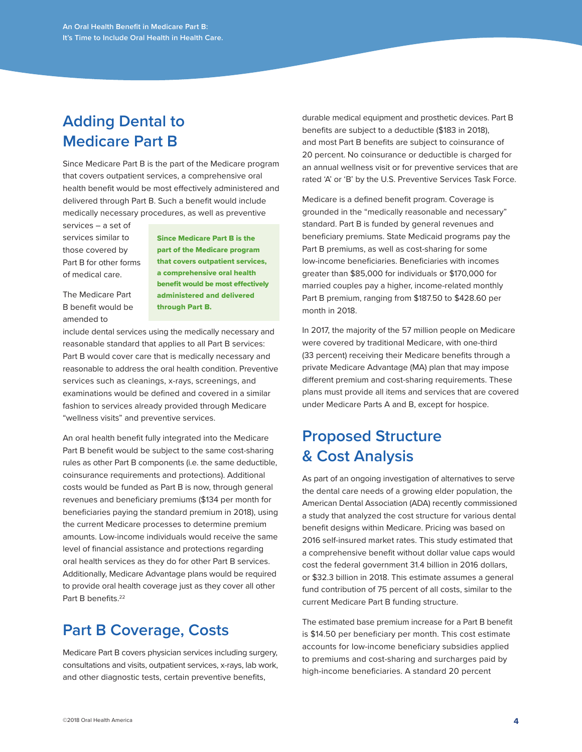## Adding Dental to Medicare Part B

Since Medicare Part B is the part of the Medicare program that covers outpatient services, a comprehensive oral health benefit would be most effectively administered and delivered through Part B. Such a benefit would include medically necessary procedures, as well as preventive services – a set of services similar to those covered by Part B for other forms of medical care.

**Since Medicare Part B is the part of the Medicare program that covers outpatient services, a comprehensive oral health benefit would be most effectively administered and delivered through Part B.**

The Medicare Part B benefit would be amended to include dental services using the medically necessary and reasonable standard that applies to all Part B services: Part B would cover care that is medically necessary and reasonable to address the oral health condition. Preventive services such as cleanings, x-rays, screenings, and examinations would be defined and covered in a similar fashion to services already provided through Medicare "wellness visits" and preventive services.

An oral health benefit fully integrated into the Medicare Part B benefit would be subject to the same cost-sharing rules as other Part B components (i.e. the same deductible, coinsurance requirements and protections). Additional costs would be funded as Part B is now, through general revenues and beneficiary premiums ($134 per month for beneficiaries paying the standard premium in 2018), using the current Medicare processes to determine premium amounts. Low-income individuals would receive the same level of financial assistance and protections regarding oral health services as they do for other Part B services. Additionally, Medicare Advantage plans would be required to provide oral health coverage just as they cover all other Part B benefits.[22]

## Part B Coverage, Costs

Medicare Part B covers physician services including surgery, consultations and visits, outpatient services, x-rays, lab work, and other diagnostic tests, certain preventive benefits, durable medical equipment and prosthetic devices. Part B benefits are subject to a deductible ($183 in 2018), and most Part B benefits are subject to coinsurance of 20 percent. No coinsurance or deductible is charged for an annual wellness visit or for preventive services that are rated 'A' or 'B' by the U.S. Preventive Services Task Force.

Medicare is a defined benefit program. Coverage is grounded in the "medically reasonable and necessary" standard. Part B is funded by general revenues and beneficiary premiums. State Medicaid programs pay the Part B premiums, as well as cost-sharing for some low-income beneficiaries. Beneficiaries with incomes greater than $85,000 for individuals or $170,000 for married couples pay a higher, income-related monthly Part B premium, ranging from $187.50 to $428.60 per month in 2018.

In 2017, the majority of the 57 million people on Medicare were covered by traditional Medicare, with one-third (33 percent) receiving their Medicare benefits through a private Medicare Advantage (MA) plan that may impose different premium and cost-sharing requirements. These plans must provide all items and services that are covered under Medicare Parts A and B, except for hospice.

## Proposed Structure & Cost Analysis

As part of an ongoing investigation of alternatives to serve the dental care needs of a growing elder population, the American Dental Association (ADA) recently commissioned a study that analyzed the cost structure for various dental benefit designs within Medicare. Pricing was based on 2016 self-insured market rates. This study estimated that a comprehensive benefit without dollar value caps would cost the federal government 31.4 billion in 2016 dollars, or $32.3 billion in 2018. This estimate assumes a general fund contribution of 75 percent of all costs, similar to the current Medicare Part B funding structure.

The estimated base premium increase for a Part B benefit is $14.50 per beneficiary per month. This cost estimate accounts for low-income beneficiary subsidies applied to premiums and cost-sharing and surcharges paid by high-income beneficiaries. A standard 20 percent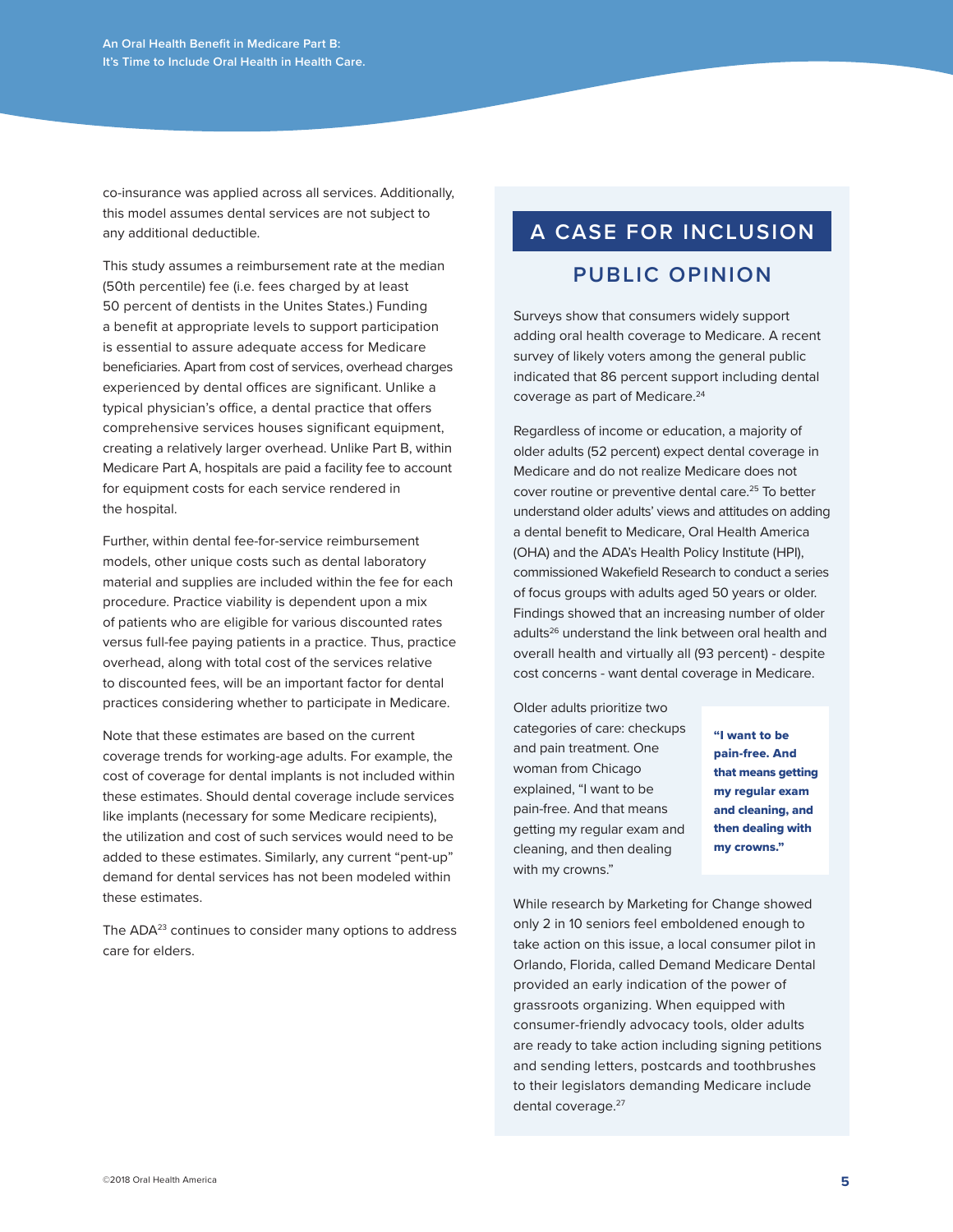co-insurance was applied across all services. Additionally, this model assumes dental services are not subject to any additional deductible.

This study assumes a reimbursement rate at the median (50th percentile) fee (i.e. fees charged by at least 50 percent of dentists in the Unites States.) Funding a benefit at appropriate levels to support participation is essential to assure adequate access for Medicare beneficiaries. Apart from cost of services, overhead charges experienced by dental offices are significant. Unlike a typical physician's office, a dental practice that offers comprehensive services houses significant equipment, creating a relatively larger overhead. Unlike Part B, within Medicare Part A, hospitals are paid a facility fee to account for equipment costs for each service rendered in the hospital.

Further, within dental fee-for-service reimbursement models, other unique costs such as dental laboratory material and supplies are included within the fee for each procedure. Practice viability is dependent upon a mix of patients who are eligible for various discounted rates versus full-fee paying patients in a practice. Thus, practice overhead, along with total cost of the services relative to discounted fees, will be an important factor for dental practices considering whether to participate in Medicare.

Note that these estimates are based on the current coverage trends for working-age adults. For example, the cost of coverage for dental implants is not included within these estimates. Should dental coverage include services like implants (necessary for some Medicare recipients), the utilization and cost of such services would need to be added to these estimates. Similarly, any current "pent-up" demand for dental services has not been modeled within these estimates.

The ADA[23] continues to consider many options to address care for elders.

# A CASE FOR INCLUSION

## PUBLIC OPINION

Surveys show that consumers widely support adding oral health coverage to Medicare. A recent survey of likely voters among the general public indicated that 86 percent support including dental coverage as part of Medicare.[24]

Regardless of income or education, a majority of older adults (52 percent) expect dental coverage in Medicare and do not realize Medicare does not cover routine or preventive dental care.[25] To better understand older adults' views and attitudes on adding a dental benefit to Medicare, Oral Health America (OHA) and the ADA's Health Policy Institute (HPI), commissioned Wakefield Research to conduct a series of focus groups with adults aged 50 years or older. Findings showed that an increasing number of older adults[26] understand the link between oral health and overall health and virtually all (93 percent) - despite cost concerns - want dental coverage in Medicare.

Older adults prioritize two categories of care: checkups and pain treatment. One woman from Chicago explained, "I want to be pain-free. And that means getting my regular exam and cleaning, and then dealing with my crowns."

**"I want to be pain-free. And that means getting my regular exam and cleaning, and then dealing with my crowns."**

While research by Marketing for Change showed only 2 in 10 seniors feel emboldened enough to take action on this issue, a local consumer pilot in Orlando, Florida, called Demand Medicare Dental provided an early indication of the power of grassroots organizing. When equipped with consumer-friendly advocacy tools, older adults are ready to take action including signing petitions and sending letters, postcards and toothbrushes to their legislators demanding Medicare include dental coverage.[27]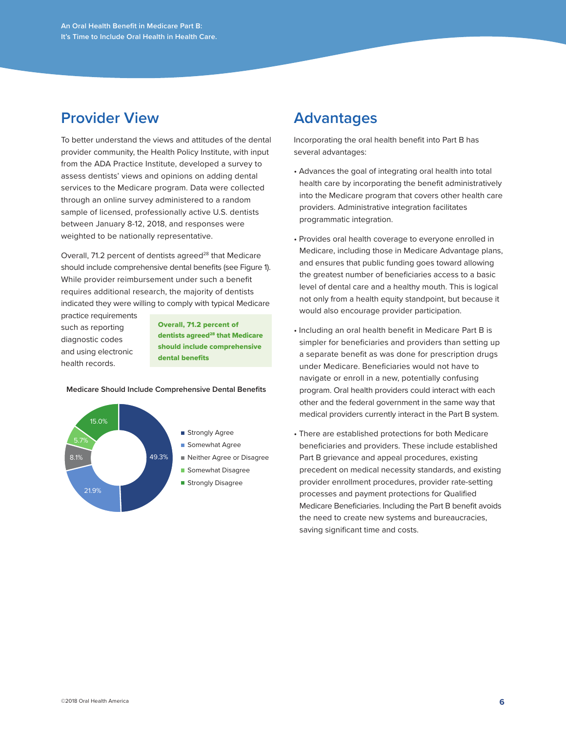## Provider View

To better understand the views and attitudes of the dental provider community, the Health Policy Institute, with input from the ADA Practice Institute, developed a survey to assess dentists' views and opinions on adding dental services to the Medicare program. Data were collected through an online survey administered to a random sample of licensed, professionally active U.S. dentists between January 8-12, 2018, and responses were weighted to be nationally representative.

Overall, 71.2 percent of dentists agreed[28] that Medicare should include comprehensive dental benefits (see Figure 1). While provider reimbursement under such a benefit requires additional research, the majority of dentists indicated they were willing to comply with typical Medicare practice requirements such as reporting diagnostic codes and using electronic health records.

**Overall, 71.2 percent of dentists agreed[28] that Medicare should include comprehensive dental benefits**

**Medicare Should Include Comprehensive Dental Benefits**

| Response | Percent |
|---|---|
| Strongly Agree | 49.3% |
| Somewhat Agree | 21.9% |
| Neither Agree or Disagree | 8.1% |
| Somewhat Disagree | 5.7% |
| Strongly Disagree | 15.0% |

## Advantages

Incorporating the oral health benefit into Part B has several advantages:

- Advances the goal of integrating oral health into total health care by incorporating the benefit administratively into the Medicare program that covers other health care providers. Administrative integration facilitates programmatic integration.
- Provides oral health coverage to everyone enrolled in Medicare, including those in Medicare Advantage plans, and ensures that public funding goes toward allowing the greatest number of beneficiaries access to a basic level of dental care and a healthy mouth. This is logical not only from a health equity standpoint, but because it would also encourage provider participation.
- Including an oral health benefit in Medicare Part B is simpler for beneficiaries and providers than setting up a separate benefit as was done for prescription drugs under Medicare. Beneficiaries would not have to navigate or enroll in a new, potentially confusing program. Oral health providers could interact with each other and the federal government in the same way that medical providers currently interact in the Part B system.
- There are established protections for both Medicare beneficiaries and providers. These include established Part B grievance and appeal procedures, existing precedent on medical necessity standards, and existing provider enrollment procedures, provider rate-setting processes and payment protections for Qualified Medicare Beneficiaries. Including the Part B benefit avoids the need to create new systems and bureaucracies, saving significant time and costs.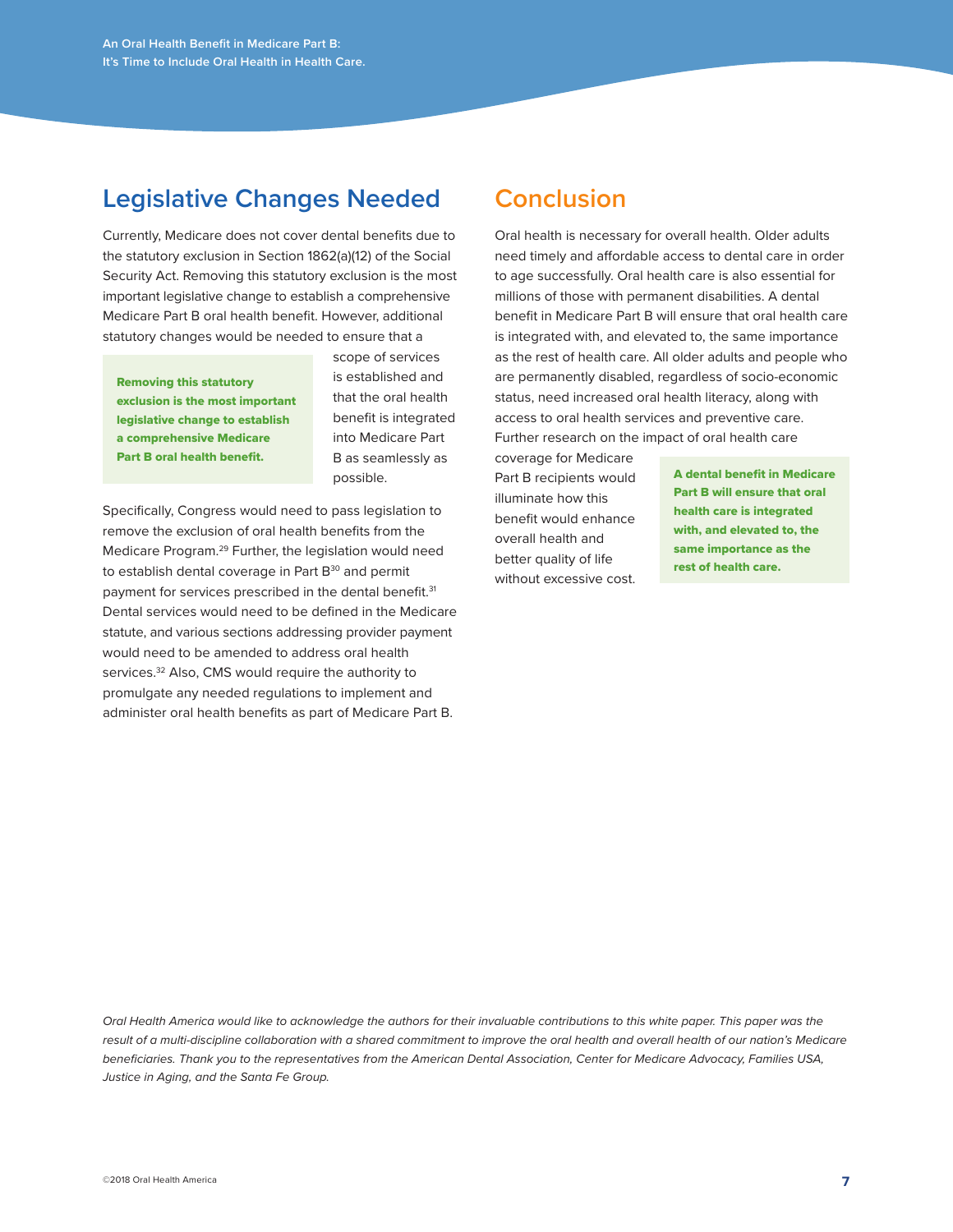## Legislative Changes Needed

Currently, Medicare does not cover dental benefits due to the statutory exclusion in Section 1862(a)(12) of the Social Security Act. Removing this statutory exclusion is the most important legislative change to establish a comprehensive Medicare Part B oral health benefit. However, additional statutory changes would be needed to ensure that a scope of services is established and that the oral health benefit is integrated into Medicare Part B as seamlessly as possible.

**Removing this statutory exclusion is the most important legislative change to establish a comprehensive Medicare Part B oral health benefit.**

Specifically, Congress would need to pass legislation to remove the exclusion of oral health benefits from the Medicare Program.[29] Further, the legislation would need to establish dental coverage in Part B[30] and permit payment for services prescribed in the dental benefit.[31] Dental services would need to be defined in the Medicare statute, and various sections addressing provider payment would need to be amended to address oral health services.[32] Also, CMS would require the authority to promulgate any needed regulations to implement and administer oral health benefits as part of Medicare Part B.

## Conclusion

Oral health is necessary for overall health. Older adults need timely and affordable access to dental care in order to age successfully. Oral health care is also essential for millions of those with permanent disabilities. A dental benefit in Medicare Part B will ensure that oral health care is integrated with, and elevated to, the same importance as the rest of health care. All older adults and people who are permanently disabled, regardless of socio-economic status, need increased oral health literacy, along with access to oral health services and preventive care. Further research on the impact of oral health care coverage for Medicare Part B recipients would illuminate how this benefit would enhance overall health and better quality of life without excessive cost.

**A dental benefit in Medicare Part B will ensure that oral health care is integrated with, and elevated to, the same importance as the rest of health care.**

*Oral Health America would like to acknowledge the authors for their invaluable contributions to this white paper. This paper was the result of a multi-discipline collaboration with a shared commitment to improve the oral health and overall health of our nation's Medicare beneficiaries. Thank you to the representatives from the American Dental Association, Center for Medicare Advocacy, Families USA, Justice in Aging, and the Santa Fe Group.*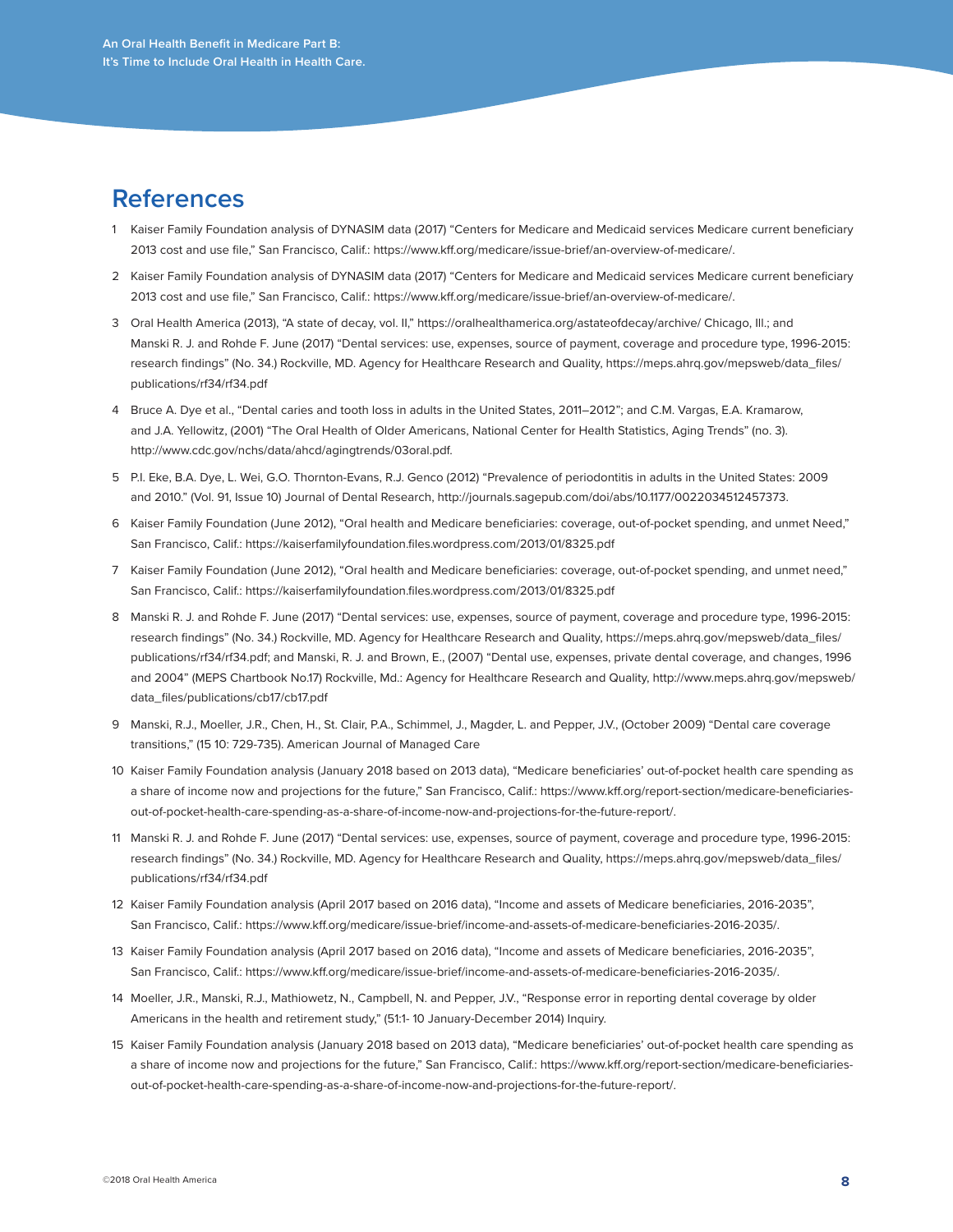## References

1. Kaiser Family Foundation analysis of DYNASIM data (2017) "Centers for Medicare and Medicaid services Medicare current beneficiary 2013 cost and use file," San Francisco, Calif.: https://www.kff.org/medicare/issue-brief/an-overview-of-medicare/.
2. Kaiser Family Foundation analysis of DYNASIM data (2017) "Centers for Medicare and Medicaid services Medicare current beneficiary 2013 cost and use file," San Francisco, Calif.: https://www.kff.org/medicare/issue-brief/an-overview-of-medicare/.
3. Oral Health America (2013), "A state of decay, vol. II," https://oralhealthamerica.org/astateofdecay/archive/ Chicago, Ill.; and Manski R. J. and Rohde F. June (2017) "Dental services: use, expenses, source of payment, coverage and procedure type, 1996-2015: research findings" (No. 34.) Rockville, MD. Agency for Healthcare Research and Quality, https://meps.ahrq.gov/mepsweb/data_files/publications/rf34/rf34.pdf
4. Bruce A. Dye et al., "Dental caries and tooth loss in adults in the United States, 2011–2012"; and C.M. Vargas, E.A. Kramarow, and J.A. Yellowitz, (2001) "The Oral Health of Older Americans, National Center for Health Statistics, Aging Trends" (no. 3). http://www.cdc.gov/nchs/data/ahcd/agingtrends/03oral.pdf.
5. P.I. Eke, B.A. Dye, L. Wei, G.O. Thornton-Evans, R.J. Genco (2012) "Prevalence of periodontitis in adults in the United States: 2009 and 2010." (Vol. 91, Issue 10) Journal of Dental Research, http://journals.sagepub.com/doi/abs/10.1177/0022034512457373.
6. Kaiser Family Foundation (June 2012), "Oral health and Medicare beneficiaries: coverage, out-of-pocket spending, and unmet Need," San Francisco, Calif.: https://kaiserfamilyfoundation.files.wordpress.com/2013/01/8325.pdf
7. Kaiser Family Foundation (June 2012), "Oral health and Medicare beneficiaries: coverage, out-of-pocket spending, and unmet need," San Francisco, Calif.: https://kaiserfamilyfoundation.files.wordpress.com/2013/01/8325.pdf
8. Manski R. J. and Rohde F. June (2017) "Dental services: use, expenses, source of payment, coverage and procedure type, 1996-2015: research findings" (No. 34.) Rockville, MD. Agency for Healthcare Research and Quality, https://meps.ahrq.gov/mepsweb/data_files/publications/rf34/rf34.pdf; and Manski, R. J. and Brown, E., (2007) "Dental use, expenses, private dental coverage, and changes, 1996 and 2004" (MEPS Chartbook No.17) Rockville, Md.: Agency for Healthcare Research and Quality, http://www.meps.ahrq.gov/mepsweb/data_files/publications/cb17/cb17.pdf
9. Manski, R.J., Moeller, J.R., Chen, H., St. Clair, P.A., Schimmel, J., Magder, L. and Pepper, J.V., (October 2009) "Dental care coverage transitions," (15 10: 729-735). American Journal of Managed Care
10. Kaiser Family Foundation analysis (January 2018 based on 2013 data), "Medicare beneficiaries' out-of-pocket health care spending as a share of income now and projections for the future," San Francisco, Calif.: https://www.kff.org/report-section/medicare-beneficiaries-out-of-pocket-health-care-spending-as-a-share-of-income-now-and-projections-for-the-future-report/.
11. Manski R. J. and Rohde F. June (2017) "Dental services: use, expenses, source of payment, coverage and procedure type, 1996-2015: research findings" (No. 34.) Rockville, MD. Agency for Healthcare Research and Quality, https://meps.ahrq.gov/mepsweb/data_files/publications/rf34/rf34.pdf
12. Kaiser Family Foundation analysis (April 2017 based on 2016 data), "Income and assets of Medicare beneficiaries, 2016-2035", San Francisco, Calif.: https://www.kff.org/medicare/issue-brief/income-and-assets-of-medicare-beneficiaries-2016-2035/.
13. Kaiser Family Foundation analysis (April 2017 based on 2016 data), "Income and assets of Medicare beneficiaries, 2016-2035", San Francisco, Calif.: https://www.kff.org/medicare/issue-brief/income-and-assets-of-medicare-beneficiaries-2016-2035/.
14. Moeller, J.R., Manski, R.J., Mathiowetz, N., Campbell, N. and Pepper, J.V., "Response error in reporting dental coverage by older Americans in the health and retirement study," (51:1- 10 January-December 2014) Inquiry.
15. Kaiser Family Foundation analysis (January 2018 based on 2013 data), "Medicare beneficiaries' out-of-pocket health care spending as a share of income now and projections for the future," San Francisco, Calif.: https://www.kff.org/report-section/medicare-beneficiaries-out-of-pocket-health-care-spending-as-a-share-of-income-now-and-projections-for-the-future-report/.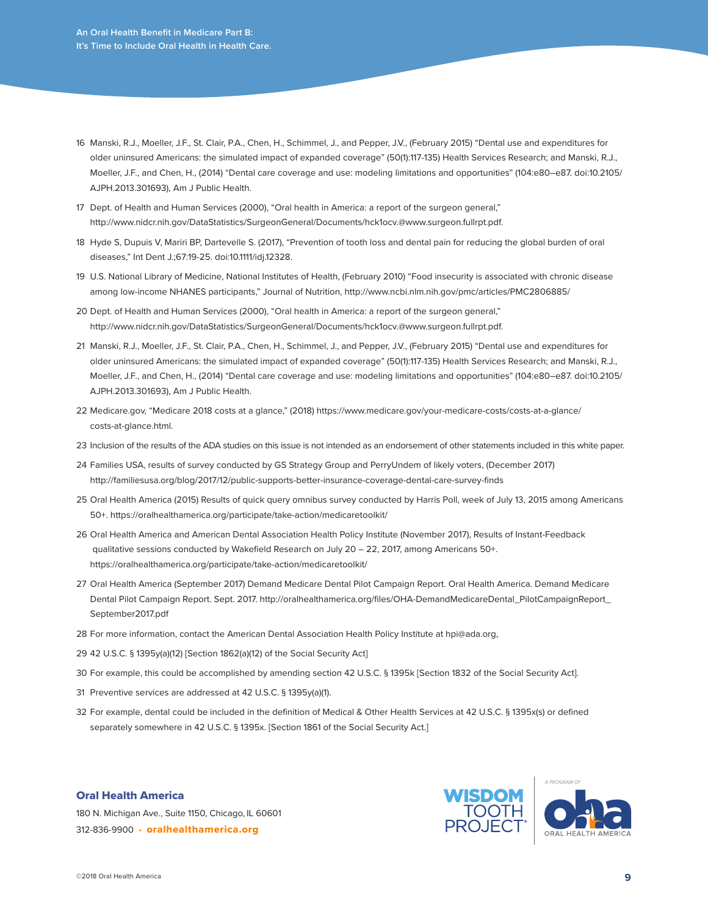16 Manski, R.J., Moeller, J.F., St. Clair, P.A., Chen, H., Schimmel, J., and Pepper, J.V., (February 2015) "Dental use and expenditures for older uninsured Americans: the simulated impact of expanded coverage" (50(1):117-135) Health Services Research; and Manski, R.J., Moeller, J.F., and Chen, H., (2014) "Dental care coverage and use: modeling limitations and opportunities" (104:e80–e87. doi:10.2105/AJPH.2013.301693), Am J Public Health.

17 Dept. of Health and Human Services (2000), "Oral health in America: a report of the surgeon general," http://www.nidcr.nih.gov/DataStatistics/SurgeonGeneral/Documents/hck1ocv.@www.surgeon.fullrpt.pdf.

18 Hyde S, Dupuis V, Mariri BP, Dartevelle S. (2017), "Prevention of tooth loss and dental pain for reducing the global burden of oral diseases," Int Dent J.;67:19-25. doi:10.1111/idj.12328.

19 U.S. National Library of Medicine, National Institutes of Health, (February 2010) "Food insecurity is associated with chronic disease among low-income NHANES participants," Journal of Nutrition, http://www.ncbi.nlm.nih.gov/pmc/articles/PMC2806885/

20 Dept. of Health and Human Services (2000), "Oral health in America: a report of the surgeon general," http://www.nidcr.nih.gov/DataStatistics/SurgeonGeneral/Documents/hck1ocv.@www.surgeon.fullrpt.pdf.

21 Manski, R.J., Moeller, J.F., St. Clair, P.A., Chen, H., Schimmel, J., and Pepper, J.V., (February 2015) "Dental use and expenditures for older uninsured Americans: the simulated impact of expanded coverage" (50(1):117-135) Health Services Research; and Manski, R.J., Moeller, J.F., and Chen, H., (2014) "Dental care coverage and use: modeling limitations and opportunities" (104:e80–e87. doi:10.2105/AJPH.2013.301693), Am J Public Health.

22 Medicare.gov, "Medicare 2018 costs at a glance," (2018) https://www.medicare.gov/your-medicare-costs/costs-at-a-glance/costs-at-glance.html.

23 Inclusion of the results of the ADA studies on this issue is not intended as an endorsement of other statements included in this white paper.

24 Families USA, results of survey conducted by GS Strategy Group and PerryUndem of likely voters, (December 2017) http://familiesusa.org/blog/2017/12/public-supports-better-insurance-coverage-dental-care-survey-finds

25 Oral Health America (2015) Results of quick query omnibus survey conducted by Harris Poll, week of July 13, 2015 among Americans 50+. https://oralhealthamerica.org/participate/take-action/medicaretoolkit/

26 Oral Health America and American Dental Association Health Policy Institute (November 2017), Results of Instant-Feedback qualitative sessions conducted by Wakefield Research on July 20 – 22, 2017, among Americans 50+. https://oralhealthamerica.org/participate/take-action/medicaretoolkit/

27 Oral Health America (September 2017) Demand Medicare Dental Pilot Campaign Report. Oral Health America. Demand Medicare Dental Pilot Campaign Report. Sept. 2017. http://oralhealthamerica.org/files/OHA-DemandMedicareDental_PilotCampaignReport_September2017.pdf

28 For more information, contact the American Dental Association Health Policy Institute at hpi@ada.org,

29 42 U.S.C. § 1395y(a)(12) [Section 1862(a)(12) of the Social Security Act]

30 For example, this could be accomplished by amending section 42 U.S.C. § 1395k [Section 1832 of the Social Security Act].

31 Preventive services are addressed at 42 U.S.C. § 1395y(a)(1).

32 For example, dental could be included in the definition of Medical & Other Health Services at 42 U.S.C. § 1395x(s) or defined separately somewhere in 42 U.S.C. § 1395x. [Section 1861 of the Social Security Act.]

**Oral Health America**

180 N. Michigan Ave., Suite 1150, Chicago, IL 60601

312-836-9900 • **oralhealthamerica.org**

WISDOM TOOTH PROJECT®

A PROGRAM OF ORAL HEALTH AMERICA

©2018 Oral Health America